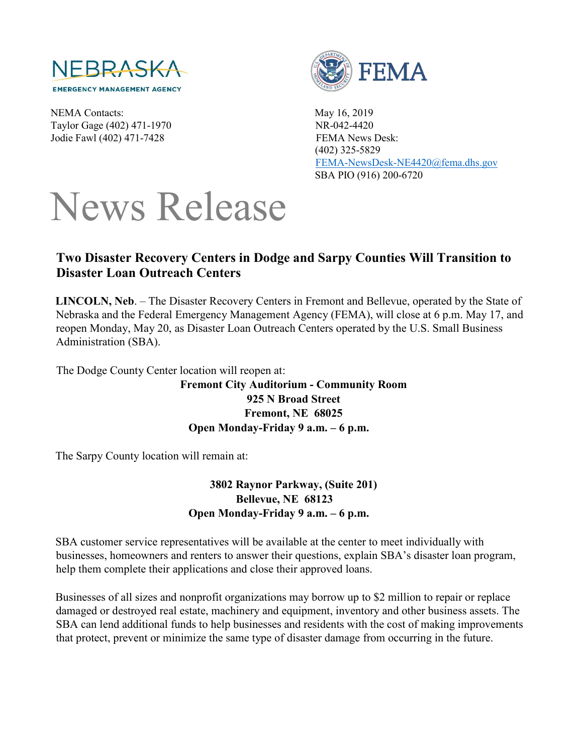NEBRASKA
EMERGENCY MANAGEMENT AGENCY

FEMA

NEMA Contacts:
Taylor Gage (402) 471-1970
Jodie Fawl (402) 471-7428

May 16, 2019
NR-042-4420
FEMA News Desk:
(402) 325-5829
FEMA-NewsDesk-NE4420@fema.dhs.gov
SBA PIO (916) 200-6720

# News Release

## Two Disaster Recovery Centers in Dodge and Sarpy Counties Will Transition to Disaster Loan Outreach Centers

**LINCOLN, Neb**. – The Disaster Recovery Centers in Fremont and Bellevue, operated by the State of Nebraska and the Federal Emergency Management Agency (FEMA), will close at 6 p.m. May 17, and reopen Monday, May 20, as Disaster Loan Outreach Centers operated by the U.S. Small Business Administration (SBA).

The Dodge County Center location will reopen at:

**Fremont City Auditorium - Community Room**
**925 N Broad Street**
**Fremont, NE 68025**
**Open Monday-Friday 9 a.m. – 6 p.m.**

The Sarpy County location will remain at:

**3802 Raynor Parkway, (Suite 201)**
**Bellevue, NE 68123**
**Open Monday-Friday 9 a.m. – 6 p.m.**

SBA customer service representatives will be available at the center to meet individually with businesses, homeowners and renters to answer their questions, explain SBA's disaster loan program, help them complete their applications and close their approved loans.

Businesses of all sizes and nonprofit organizations may borrow up to $2 million to repair or replace damaged or destroyed real estate, machinery and equipment, inventory and other business assets. The SBA can lend additional funds to help businesses and residents with the cost of making improvements that protect, prevent or minimize the same type of disaster damage from occurring in the future.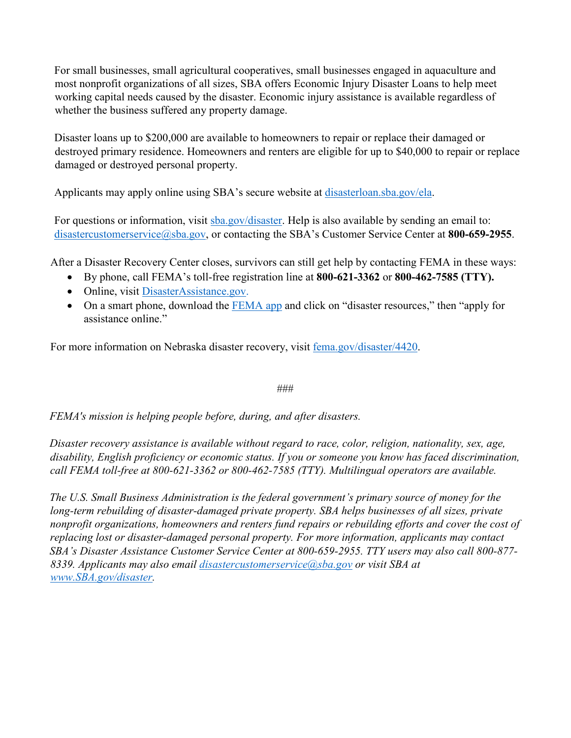For small businesses, small agricultural cooperatives, small businesses engaged in aquaculture and most nonprofit organizations of all sizes, SBA offers Economic Injury Disaster Loans to help meet working capital needs caused by the disaster. Economic injury assistance is available regardless of whether the business suffered any property damage.

Disaster loans up to $200,000 are available to homeowners to repair or replace their damaged or destroyed primary residence. Homeowners and renters are eligible for up to $40,000 to repair or replace damaged or destroyed personal property.

Applicants may apply online using SBA's secure website at [disasterloan.sba.gov/ela](disasterloan.sba.gov/ela).

For questions or information, visit [sba.gov/disaster](sba.gov/disaster). Help is also available by sending an email to: [disastercustomerservice@sba.gov](mailto:disastercustomerservice@sba.gov), or contacting the SBA's Customer Service Center at **800-659-2955**.

After a Disaster Recovery Center closes, survivors can still get help by contacting FEMA in these ways:

- By phone, call FEMA's toll-free registration line at **800-621-3362** or **800-462-7585 (TTY).**
- Online, visit [DisasterAssistance.gov.](DisasterAssistance.gov)
- On a smart phone, download the [FEMA app](FEMA app) and click on "disaster resources," then "apply for assistance online."

For more information on Nebraska disaster recovery, visit [fema.gov/disaster/4420](fema.gov/disaster/4420).

###

*FEMA's mission is helping people before, during, and after disasters.*

*Disaster recovery assistance is available without regard to race, color, religion, nationality, sex, age, disability, English proficiency or economic status. If you or someone you know has faced discrimination, call FEMA toll-free at 800-621-3362 or 800-462-7585 (TTY). Multilingual operators are available.*

*The U.S. Small Business Administration is the federal government's primary source of money for the long-term rebuilding of disaster-damaged private property. SBA helps businesses of all sizes, private nonprofit organizations, homeowners and renters fund repairs or rebuilding efforts and cover the cost of replacing lost or disaster-damaged personal property. For more information, applicants may contact SBA's Disaster Assistance Customer Service Center at 800-659-2955. TTY users may also call 800-877-8339. Applicants may also email [disastercustomerservice@sba.gov](mailto:disastercustomerservice@sba.gov) or visit SBA at [www.SBA.gov/disaster](www.SBA.gov/disaster).*